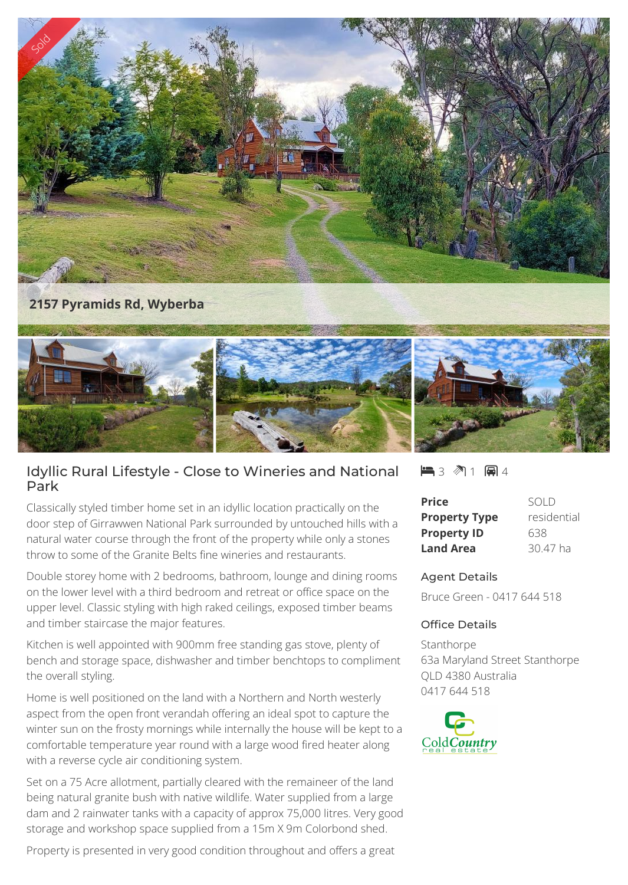2157 Pyramids Rd, Wyberba

# Idyllic Rural Lifestyle - Close to Wineries and National Park

3 bedrooms | 1 bathroom | 4 car spaces

| | |
|---|---|
| **Price** | SOLD |
| **Property Type** | residential |
| **Property ID** | 638 |
| **Land Area** | 30.47 ha |

### Agent Details

Bruce Green - 0417 644 518

### Office Details

Stanthorpe
63a Maryland Street Stanthorpe
QLD 4380 Australia
0417 644 518

Classically styled timber home set in an idyllic location practically on the door step of Girrawwen National Park surrounded by untouched hills with a natural water course through the front of the property while only a stones throw to some of the Granite Belts fine wineries and restaurants.

Double storey home with 2 bedrooms, bathroom, lounge and dining rooms on the lower level with a third bedroom and retreat or office space on the upper level. Classic styling with high raked ceilings, exposed timber beams and timber staircase the major features.

Kitchen is well appointed with 900mm free standing gas stove, plenty of bench and storage space, dishwasher and timber benchtops to compliment the overall styling.

Home is well positioned on the land with a Northern and North westerly aspect from the open front verandah offering an ideal spot to capture the winter sun on the frosty mornings while internally the house will be kept to a comfortable temperature year round with a large wood fired heater along with a reverse cycle air conditioning system.

Set on a 75 Acre allotment, partially cleared with the remaineer of the land being natural granite bush with native wildlife. Water supplied from a large dam and 2 rainwater tanks with a capacity of approx 75,000 litres. Very good storage and workshop space supplied from a 15m X 9m Colorbond shed.

Property is presented in very good condition throughout and offers a great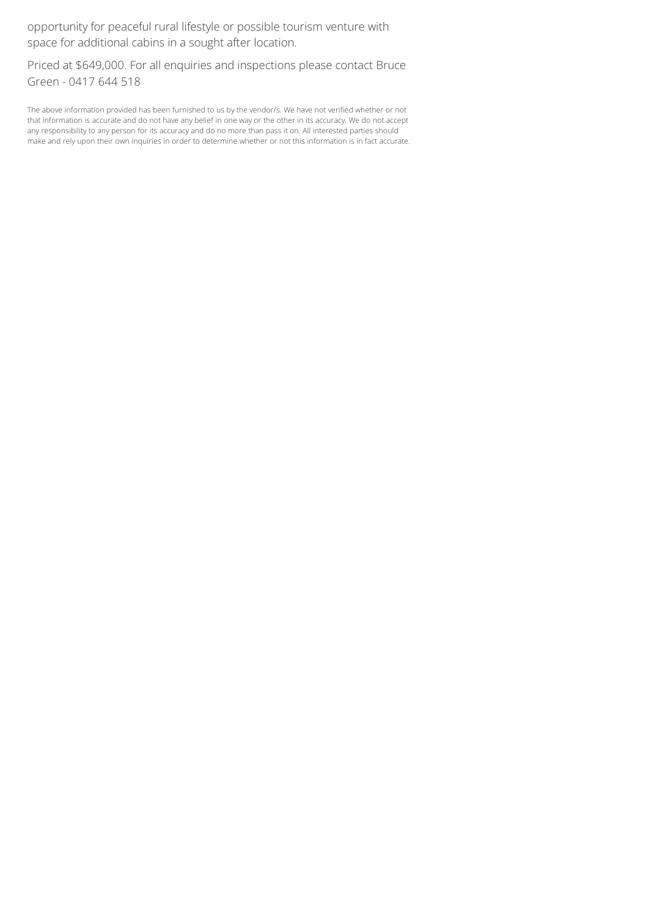opportunity for peaceful rural lifestyle or possible tourism venture with space for additional cabins in a sought after location.

Priced at $649,000. For all enquiries and inspections please contact Bruce Green - 0417 644 518

The above information provided has been furnished to us by the vendor/s. We have not verified whether or not that information is accurate and do not have any belief in one way or the other in its accuracy. We do not accept any responsibility to any person for its accuracy and do no more than pass it on. All interested parties should make and rely upon their own inquiries in order to determine whether or not this information is in fact accurate.